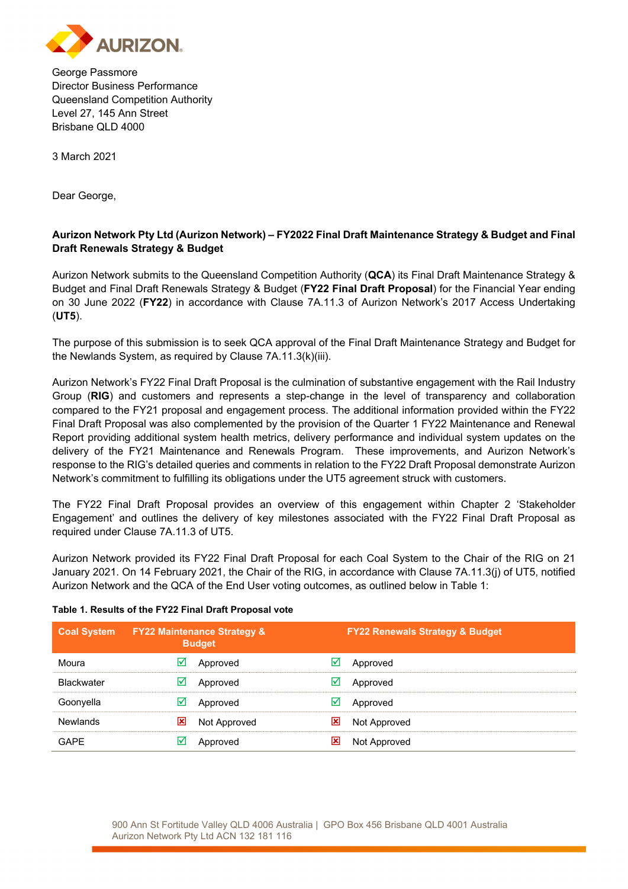George Passmore
Director Business Performance
Queensland Competition Authority
Level 27, 145 Ann Street
Brisbane QLD 4000

3 March 2021

Dear George,

**Aurizon Network Pty Ltd (Aurizon Network) – FY2022 Final Draft Maintenance Strategy & Budget and Final Draft Renewals Strategy & Budget**

Aurizon Network submits to the Queensland Competition Authority (**QCA**) its Final Draft Maintenance Strategy & Budget and Final Draft Renewals Strategy & Budget (**FY22 Final Draft Proposal**) for the Financial Year ending on 30 June 2022 (**FY22**) in accordance with Clause 7A.11.3 of Aurizon Network's 2017 Access Undertaking (**UT5**).

The purpose of this submission is to seek QCA approval of the Final Draft Maintenance Strategy and Budget for the Newlands System, as required by Clause 7A.11.3(k)(iii).

Aurizon Network's FY22 Final Draft Proposal is the culmination of substantive engagement with the Rail Industry Group (**RIG**) and customers and represents a step-change in the level of transparency and collaboration compared to the FY21 proposal and engagement process. The additional information provided within the FY22 Final Draft Proposal was also complemented by the provision of the Quarter 1 FY22 Maintenance and Renewal Report providing additional system health metrics, delivery performance and individual system updates on the delivery of the FY21 Maintenance and Renewals Program. These improvements, and Aurizon Network's response to the RIG's detailed queries and comments in relation to the FY22 Draft Proposal demonstrate Aurizon Network's commitment to fulfilling its obligations under the UT5 agreement struck with customers.

The FY22 Final Draft Proposal provides an overview of this engagement within Chapter 2 'Stakeholder Engagement' and outlines the delivery of key milestones associated with the FY22 Final Draft Proposal as required under Clause 7A.11.3 of UT5.

Aurizon Network provided its FY22 Final Draft Proposal for each Coal System to the Chair of the RIG on 21 January 2021. On 14 February 2021, the Chair of the RIG, in accordance with Clause 7A.11.3(j) of UT5, notified Aurizon Network and the QCA of the End User voting outcomes, as outlined below in Table 1:

**Table 1. Results of the FY22 Final Draft Proposal vote**

| Coal System | FY22 Maintenance Strategy & Budget | FY22 Renewals Strategy & Budget |
|---|---|---|
| Moura | ☑ Approved | ☑ Approved |
| Blackwater | ☑ Approved | ☑ Approved |
| Goonyella | ☑ Approved | ☑ Approved |
| Newlands | ☒ Not Approved | ☒ Not Approved |
| GAPE | ☑ Approved | ☒ Not Approved |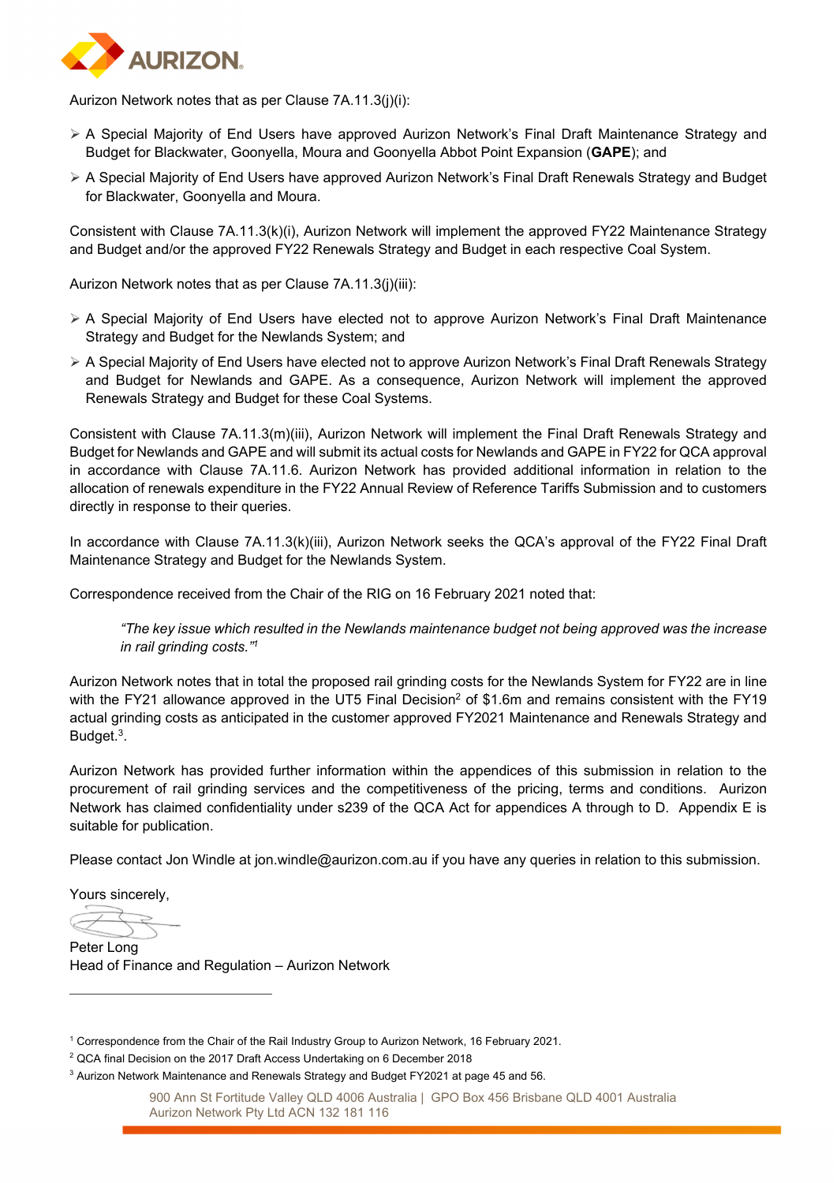Aurizon Network notes that as per Clause 7A.11.3(j)(i):

- A Special Majority of End Users have approved Aurizon Network's Final Draft Maintenance Strategy and Budget for Blackwater, Goonyella, Moura and Goonyella Abbot Point Expansion (**GAPE**); and
- A Special Majority of End Users have approved Aurizon Network's Final Draft Renewals Strategy and Budget for Blackwater, Goonyella and Moura.

Consistent with Clause 7A.11.3(k)(i), Aurizon Network will implement the approved FY22 Maintenance Strategy and Budget and/or the approved FY22 Renewals Strategy and Budget in each respective Coal System.

Aurizon Network notes that as per Clause 7A.11.3(j)(iii):

- A Special Majority of End Users have elected not to approve Aurizon Network's Final Draft Maintenance Strategy and Budget for the Newlands System; and
- A Special Majority of End Users have elected not to approve Aurizon Network's Final Draft Renewals Strategy and Budget for Newlands and GAPE. As a consequence, Aurizon Network will implement the approved Renewals Strategy and Budget for these Coal Systems.

Consistent with Clause 7A.11.3(m)(iii), Aurizon Network will implement the Final Draft Renewals Strategy and Budget for Newlands and GAPE and will submit its actual costs for Newlands and GAPE in FY22 for QCA approval in accordance with Clause 7A.11.6. Aurizon Network has provided additional information in relation to the allocation of renewals expenditure in the FY22 Annual Review of Reference Tariffs Submission and to customers directly in response to their queries.

In accordance with Clause 7A.11.3(k)(iii), Aurizon Network seeks the QCA's approval of the FY22 Final Draft Maintenance Strategy and Budget for the Newlands System.

Correspondence received from the Chair of the RIG on 16 February 2021 noted that:

> *"The key issue which resulted in the Newlands maintenance budget not being approved was the increase in rail grinding costs."*[1]

Aurizon Network notes that in total the proposed rail grinding costs for the Newlands System for FY22 are in line with the FY21 allowance approved in the UT5 Final Decision[2] of $1.6m and remains consistent with the FY19 actual grinding costs as anticipated in the customer approved FY2021 Maintenance and Renewals Strategy and Budget.[3].

Aurizon Network has provided further information within the appendices of this submission in relation to the procurement of rail grinding services and the competitiveness of the pricing, terms and conditions. Aurizon Network has claimed confidentiality under s239 of the QCA Act for appendices A through to D. Appendix E is suitable for publication.

Please contact Jon Windle at jon.windle@aurizon.com.au if you have any queries in relation to this submission.

Yours sincerely,

Peter Long
Head of Finance and Regulation – Aurizon Network

---

[1] Correspondence from the Chair of the Rail Industry Group to Aurizon Network, 16 February 2021.

[2] QCA final Decision on the 2017 Draft Access Undertaking on 6 December 2018

[3] Aurizon Network Maintenance and Renewals Strategy and Budget FY2021 at page 45 and 56.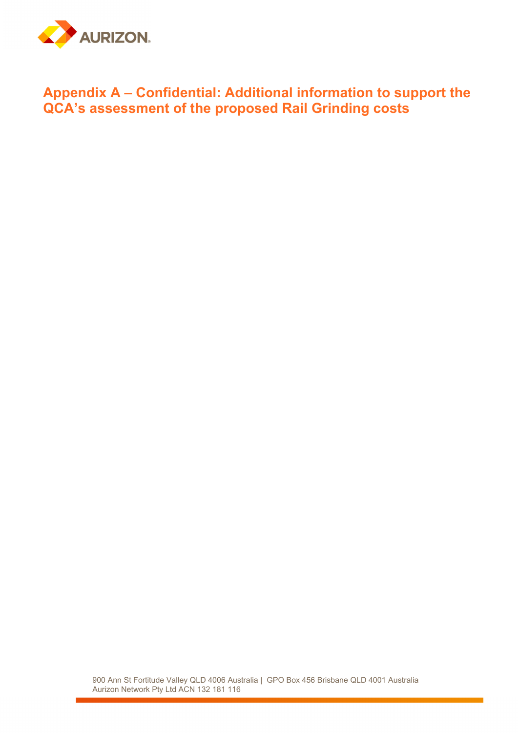# Appendix A – Confidential: Additional information to support the QCA's assessment of the proposed Rail Grinding costs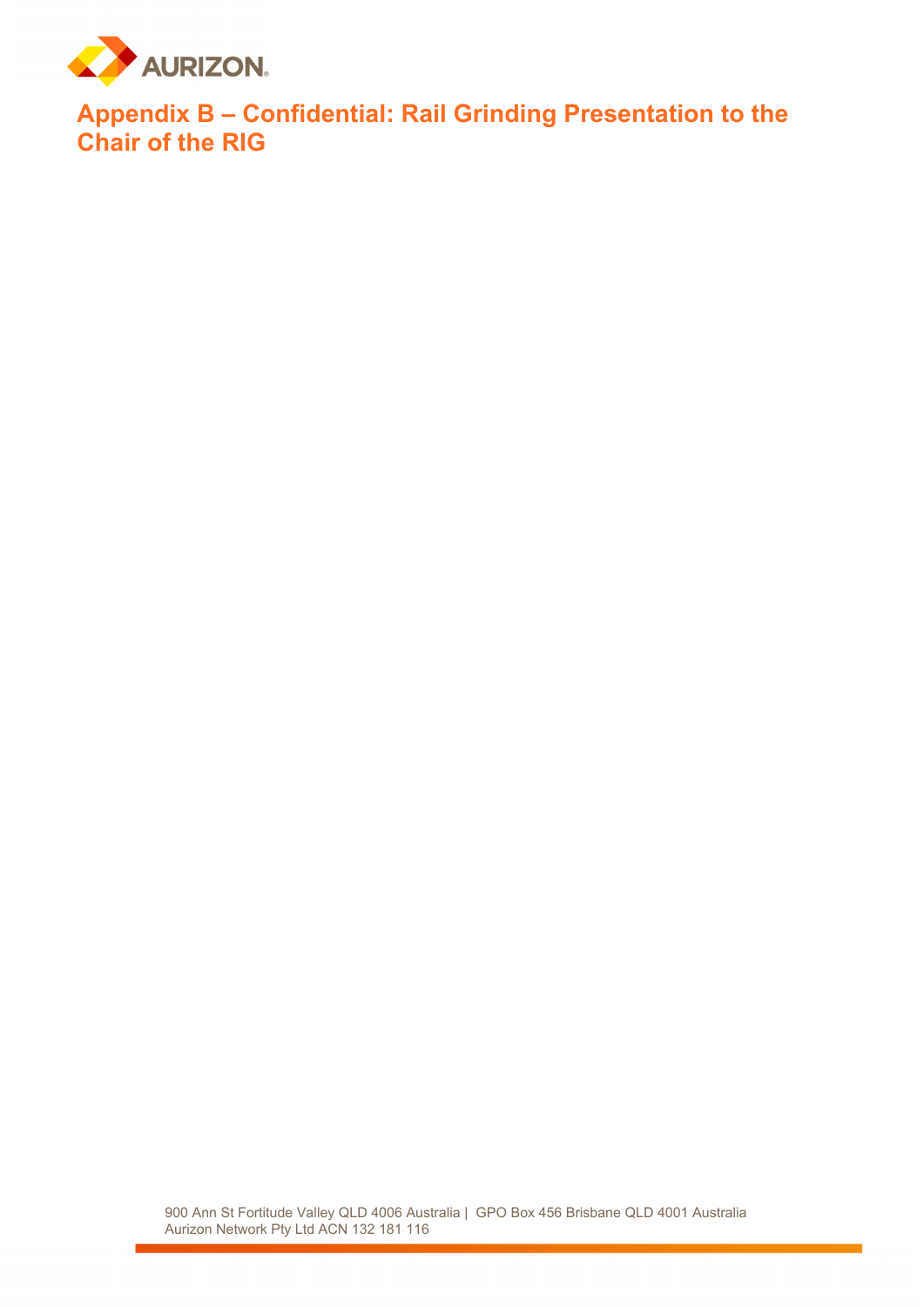# Appendix B – Confidential: Rail Grinding Presentation to the Chair of the RIG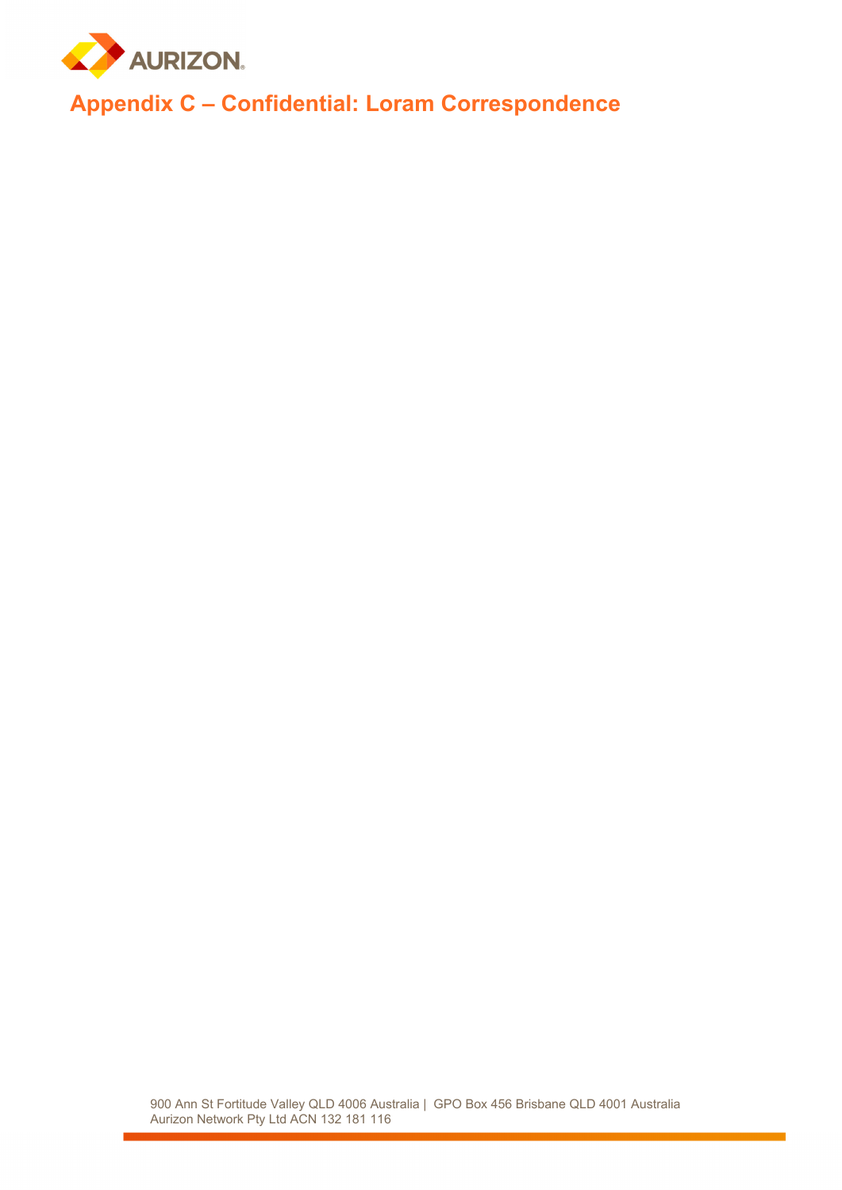# Appendix C – Confidential: Loram Correspondence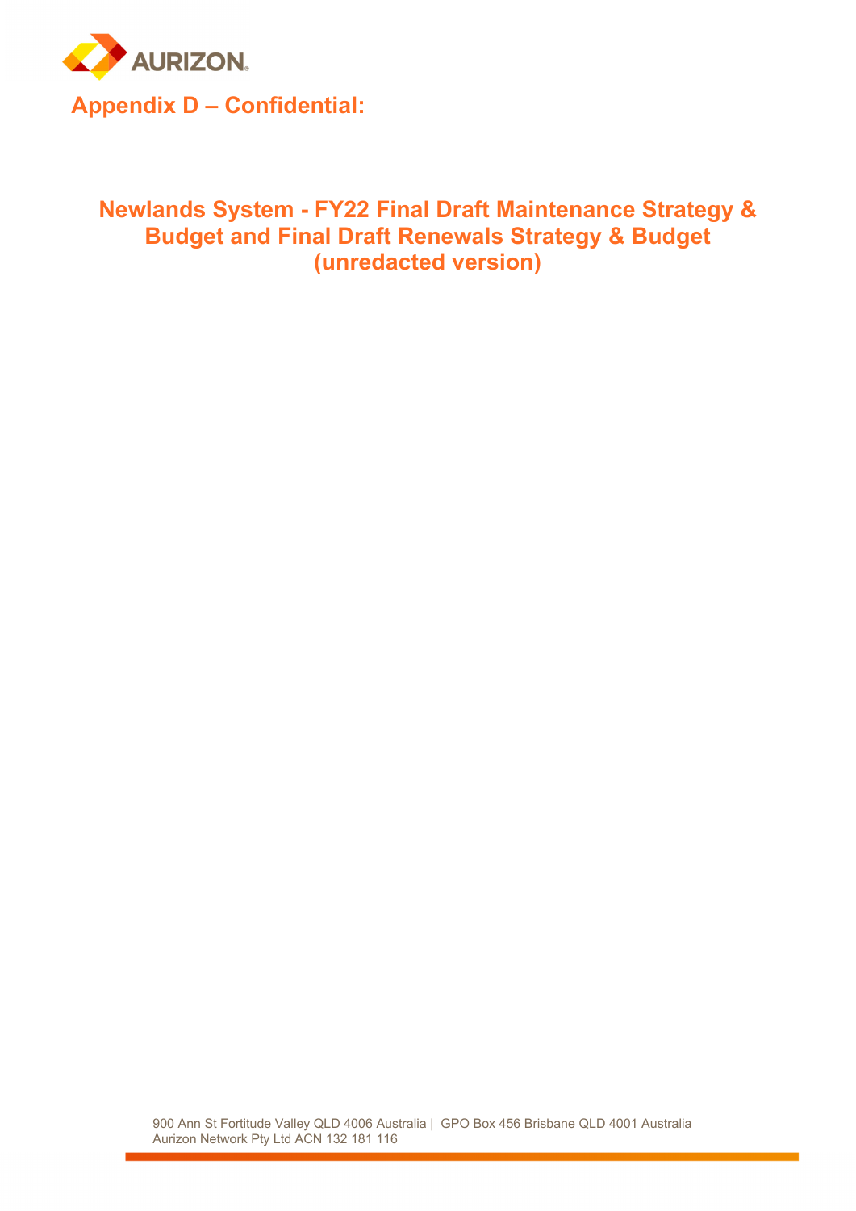# Appendix D – Confidential:

## Newlands System - FY22 Final Draft Maintenance Strategy & Budget and Final Draft Renewals Strategy & Budget (unredacted version)

900 Ann St Fortitude Valley QLD 4006 Australia | GPO Box 456 Brisbane QLD 4001 Australia
Aurizon Network Pty Ltd ACN 132 181 116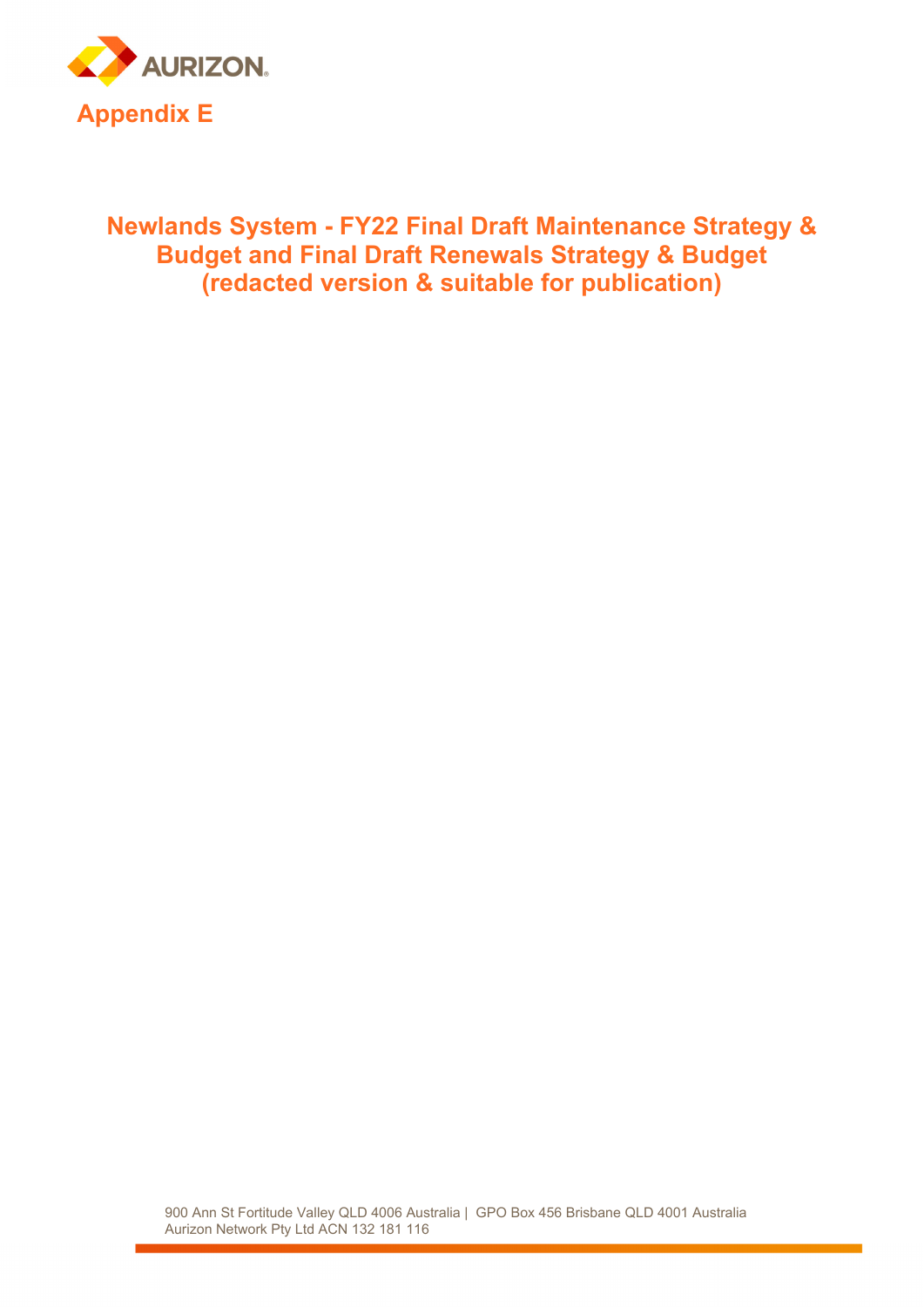# Appendix E

## Newlands System - FY22 Final Draft Maintenance Strategy & Budget and Final Draft Renewals Strategy & Budget (redacted version & suitable for publication)

900 Ann St Fortitude Valley QLD 4006 Australia | GPO Box 456 Brisbane QLD 4001 Australia
Aurizon Network Pty Ltd ACN 132 181 116